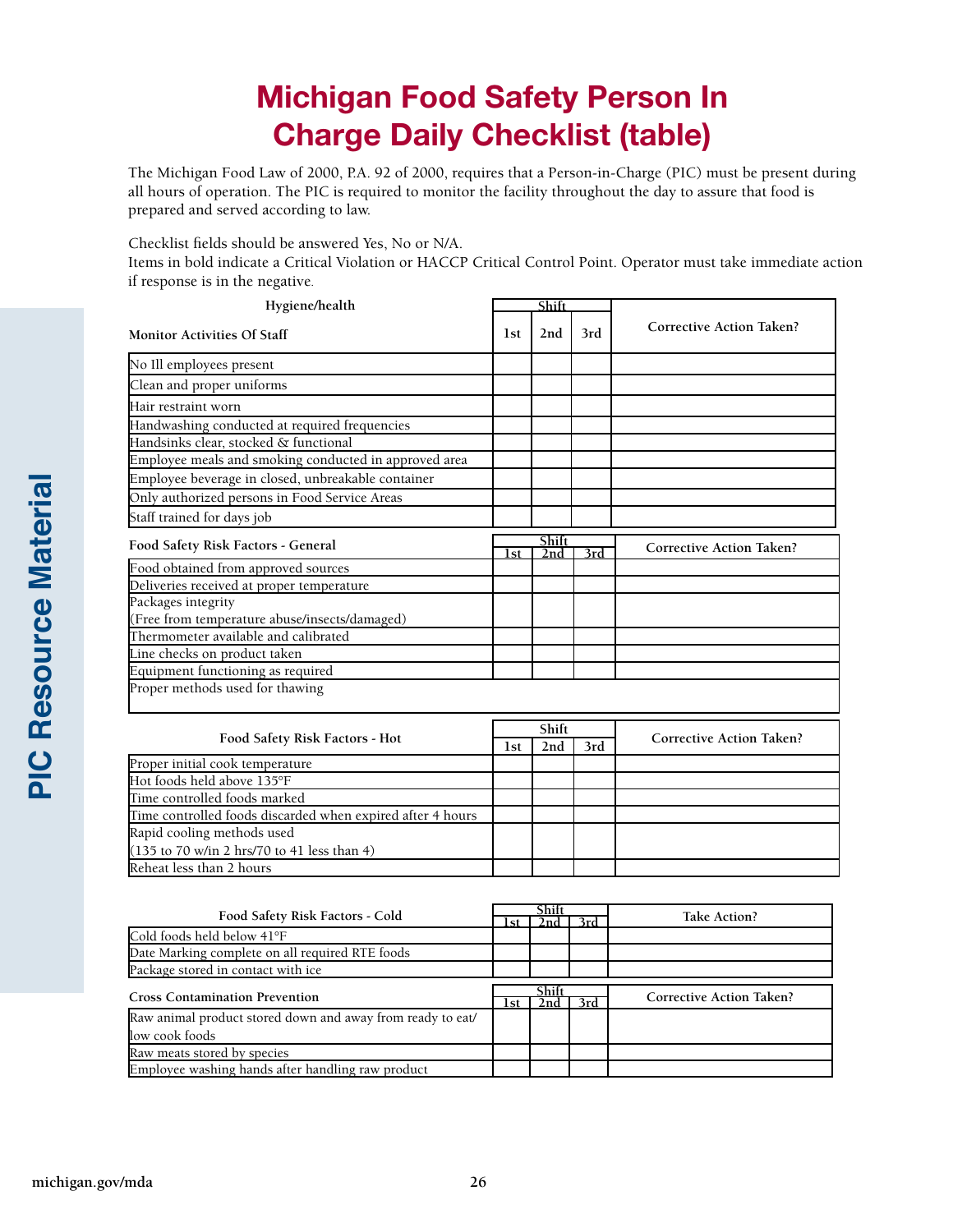# Michigan Food Safety Person In Charge Daily Checklist (table)

The Michigan Food Law of 2000, P.A. 92 of 2000, requires that a Person-in-Charge (PIC) must be present during all hours of operation. The PIC is required to monitor the facility throughout the day to assure that food is prepared and served according to law.

Checklist fields should be answered Yes, No or N/A.
Items in bold indicate a Critical Violation or HACCP Critical Control Point. Operator must take immediate action if response is in the negative.

| Hygiene/health<br>Monitor Activities Of Staff | Shift<br>1st | <br>2nd | <br>3rd | Corrective Action Taken? |
|---|---|---|---|---|
| No Ill employees present | | | | |
| Clean and proper uniforms | | | | |
| Hair restraint worn | | | | |
| Handwashing conducted at required frequencies | | | | |
| Handsinks clear, stocked & functional | | | | |
| Employee meals and smoking conducted in approved area | | | | |
| Employee beverage in closed, unbreakable container | | | | |
| Only authorized persons in Food Service Areas | | | | |
| Staff trained for days job | | | | |

| Food Safety Risk Factors - General | Shift<br>1st | <br>2nd | <br>3rd | Corrective Action Taken? |
|---|---|---|---|---|
| Food obtained from approved sources | | | | |
| Deliveries received at proper temperature | | | | |
| Packages integrity<br>(Free from temperature abuse/insects/damaged) | | | | |
| Thermometer available and calibrated | | | | |
| Line checks on product taken | | | | |
| Equipment functioning as required | | | | |
| Proper methods used for thawing | | | | |

| Food Safety Risk Factors - Hot | Shift<br>1st | <br>2nd | <br>3rd | Corrective Action Taken? |
|---|---|---|---|---|
| Proper initial cook temperature | | | | |
| Hot foods held above 135°F | | | | |
| Time controlled foods marked | | | | |
| Time controlled foods discarded when expired after 4 hours | | | | |
| Rapid cooling methods used<br>(135 to 70 w/in 2 hrs/70 to 41 less than 4) | | | | |
| Reheat less than 2 hours | | | | |

| Food Safety Risk Factors - Cold | Shift<br>1st | <br>2nd | <br>3rd | Take Action? |
|---|---|---|---|---|
| Cold foods held below 41°F | | | | |
| Date Marking complete on all required RTE foods | | | | |
| Package stored in contact with ice | | | | |

| Cross Contamination Prevention | Shift<br>1st | <br>2nd | <br>3rd | Corrective Action Taken? |
|---|---|---|---|---|
| Raw animal product stored down and away from ready to eat/<br>low cook foods | | | | |
| Raw meats stored by species | | | | |
| Employee washing hands after handling raw product | | | | |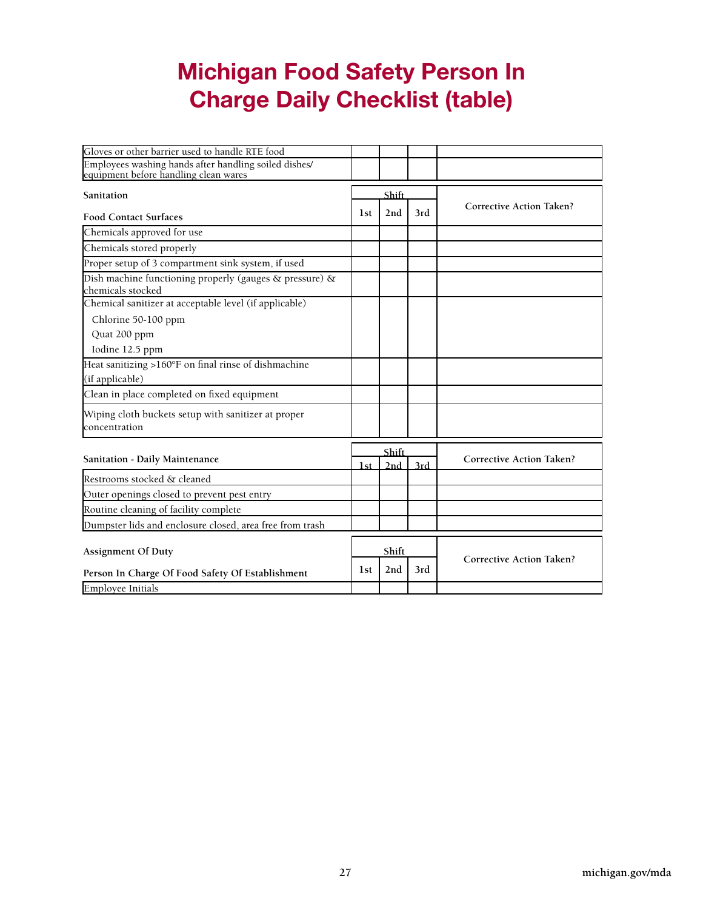# Michigan Food Safety Person In Charge Daily Checklist (table)

| | | | | |
|---|---|---|---|---|
| Gloves or other barrier used to handle RTE food | | | | |
| Employees washing hands after handling soiled dishes/ equipment before handling clean wares | | | | |

| Sanitation<br>Food Contact Surfaces | Shift 1st | 2nd | 3rd | Corrective Action Taken? |
|---|---|---|---|---|
| Chemicals approved for use | | | | |
| Chemicals stored properly | | | | |
| Proper setup of 3 compartment sink system, if used | | | | |
| Dish machine functioning properly (gauges & pressure) & chemicals stocked | | | | |
| Chemical sanitizer at acceptable level (if applicable)<br>Chlorine 50-100 ppm<br>Quat 200 ppm<br>Iodine 12.5 ppm | | | | |
| Heat sanitizing >160°F on final rinse of dishmachine (if applicable) | | | | |
| Clean in place completed on fixed equipment | | | | |
| Wiping cloth buckets setup with sanitizer at proper concentration | | | | |

| Sanitation - Daily Maintenance | Shift 1st | 2nd | 3rd | Corrective Action Taken? |
|---|---|---|---|---|
| Restrooms stocked & cleaned | | | | |
| Outer openings closed to prevent pest entry | | | | |
| Routine cleaning of facility complete | | | | |
| Dumpster lids and enclosure closed, area free from trash | | | | |

| Assignment Of Duty<br>Person In Charge Of Food Safety Of Establishment | Shift 1st | 2nd | 3rd | Corrective Action Taken? |
|---|---|---|---|---|
| Employee Initials | | | | |